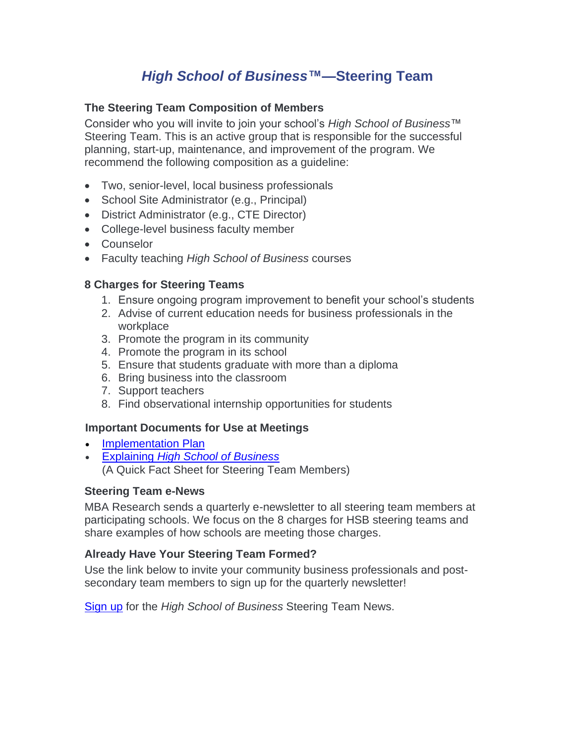# *High School of Business*™—Steering Team

### The Steering Team Composition of Members

Consider who you will invite to join your school's *High School of Business*™ Steering Team. This is an active group that is responsible for the successful planning, start-up, maintenance, and improvement of the program. We recommend the following composition as a guideline:

- Two, senior-level, local business professionals
- School Site Administrator (e.g., Principal)
- District Administrator (e.g., CTE Director)
- College-level business faculty member
- Counselor
- Faculty teaching *High School of Business* courses

### 8 Charges for Steering Teams

1. Ensure ongoing program improvement to benefit your school's students
2. Advise of current education needs for business professionals in the workplace
3. Promote the program in its community
4. Promote the program in its school
5. Ensure that students graduate with more than a diploma
6. Bring business into the classroom
7. Support teachers
8. Find observational internship opportunities for students

### Important Documents for Use at Meetings

- Implementation Plan
- Explaining *High School of Business*
  (A Quick Fact Sheet for Steering Team Members)

### Steering Team e-News

MBA Research sends a quarterly e-newsletter to all steering team members at participating schools. We focus on the 8 charges for HSB steering teams and share examples of how schools are meeting those charges.

### Already Have Your Steering Team Formed?

Use the link below to invite your community business professionals and post-secondary team members to sign up for the quarterly newsletter!

Sign up for the *High School of Business* Steering Team News.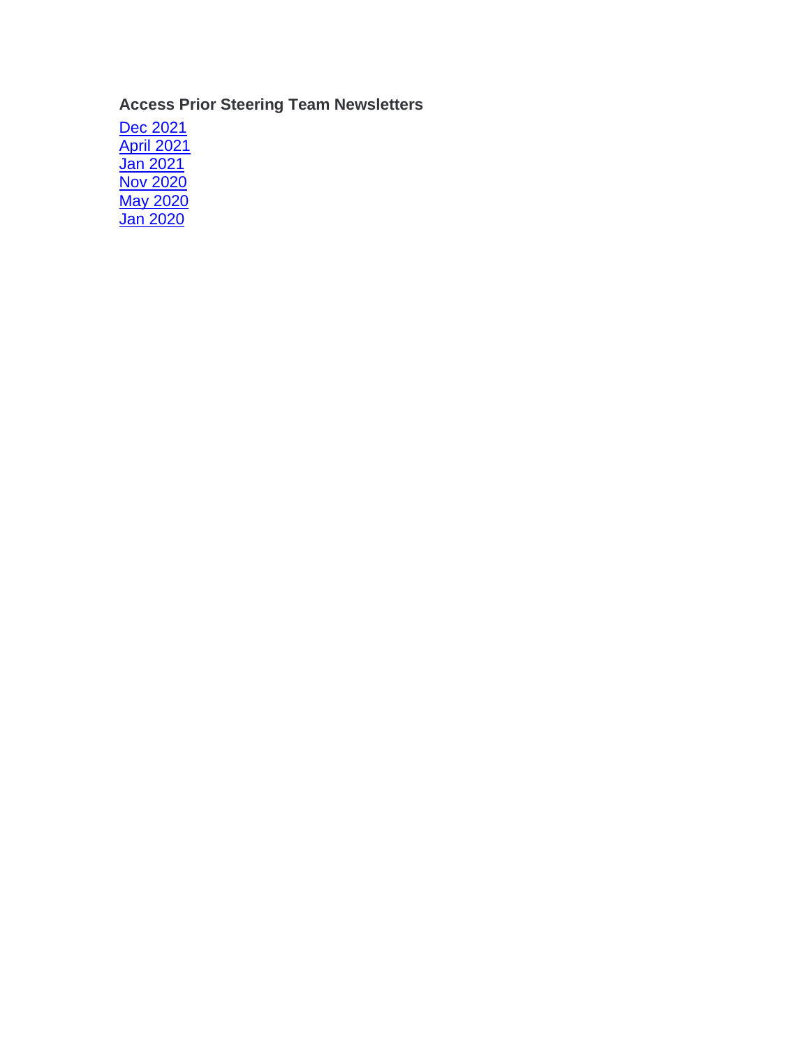**Access Prior Steering Team Newsletters**

Dec 2021
April 2021
Jan 2021
Nov 2020
May 2020
Jan 2020